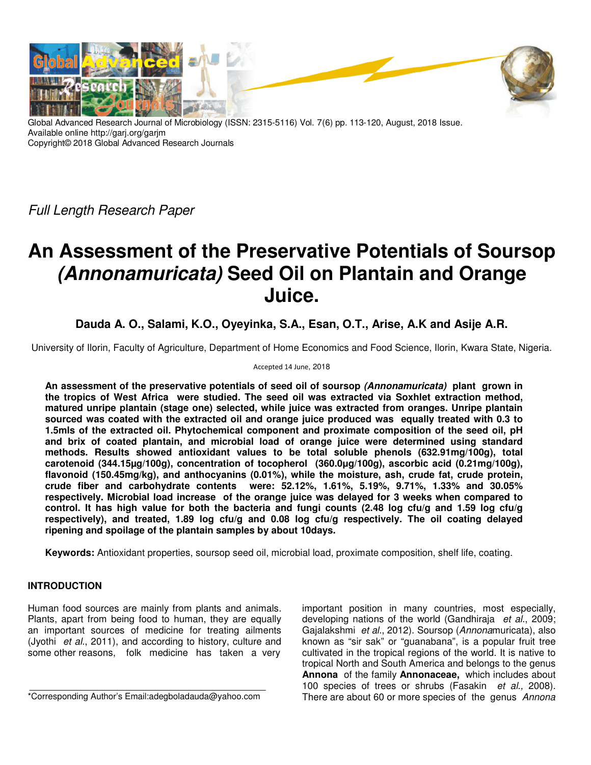Global Advanced Research Journal of Microbiology (ISSN: 2315-5116) Vol. 7(6) pp. 113-120, August, 2018 Issue.
Available online http://garj.org/garjm
Copyright© 2018 Global Advanced Research Journals

*Full Length Research Paper*

# An Assessment of the Preservative Potentials of Soursop *(Annonamuricata)* Seed Oil on Plantain and Orange Juice.

**Dauda A. O., Salami, K.O., Oyeyinka, S.A., Esan, O.T., Arise, A.K and Asije A.R.**

University of Ilorin, Faculty of Agriculture, Department of Home Economics and Food Science, Ilorin, Kwara State, Nigeria.

Accepted 14 June, 2018

**An assessment of the preservative potentials of seed oil of soursop *(Annonamuricata)* plant grown in the tropics of West Africa were studied. The seed oil was extracted via Soxhlet extraction method, matured unripe plantain (stage one) selected, while juice was extracted from oranges. Unripe plantain sourced was coated with the extracted oil and orange juice produced was equally treated with 0.3 to 1.5mls of the extracted oil. Phytochemical component and proximate composition of the seed oil, pH and brix of coated plantain, and microbial load of orange juice were determined using standard methods. Results showed antioxidant values to be total soluble phenols (632.91mg/100g), total carotenoid (344.15µg/100g), concentration of tocopherol (360.0µg/100g), ascorbic acid (0.21mg/100g), flavonoid (150.45mg/kg), and anthocyanins (0.01%), while the moisture, ash, crude fat, crude protein, crude fiber and carbohydrate contents were: 52.12%, 1.61%, 5.19%, 9.71%, 1.33% and 30.05% respectively. Microbial load increase of the orange juice was delayed for 3 weeks when compared to control. It has high value for both the bacteria and fungi counts (2.48 log cfu/g and 1.59 log cfu/g respectively), and treated, 1.89 log cfu/g and 0.08 log cfu/g respectively. The oil coating delayed ripening and spoilage of the plantain samples by about 10days.**

**Keywords:** Antioxidant properties, soursop seed oil, microbial load, proximate composition, shelf life, coating.

## INTRODUCTION

Human food sources are mainly from plants and animals. Plants, apart from being food to human, they are equally an important sources of medicine for treating ailments (Jyothi *et al*., 2011), and according to history, culture and some other reasons, folk medicine has taken a very important position in many countries, most especially, developing nations of the world (Gandhiraja *et al*., 2009; Gajalakshmi *et al*., 2012). Soursop (*Annona*muricata), also known as "sir sak" or "guanabana", is a popular fruit tree cultivated in the tropical regions of the world. It is native to tropical North and South America and belongs to the genus **Annona** of the family **Annonaceae,** which includes about 100 species of trees or shrubs (Fasakin *et al.,* 2008). There are about 60 or more species of the genus *Annona*

*Corresponding Author's Email:adegboladauda@yahoo.com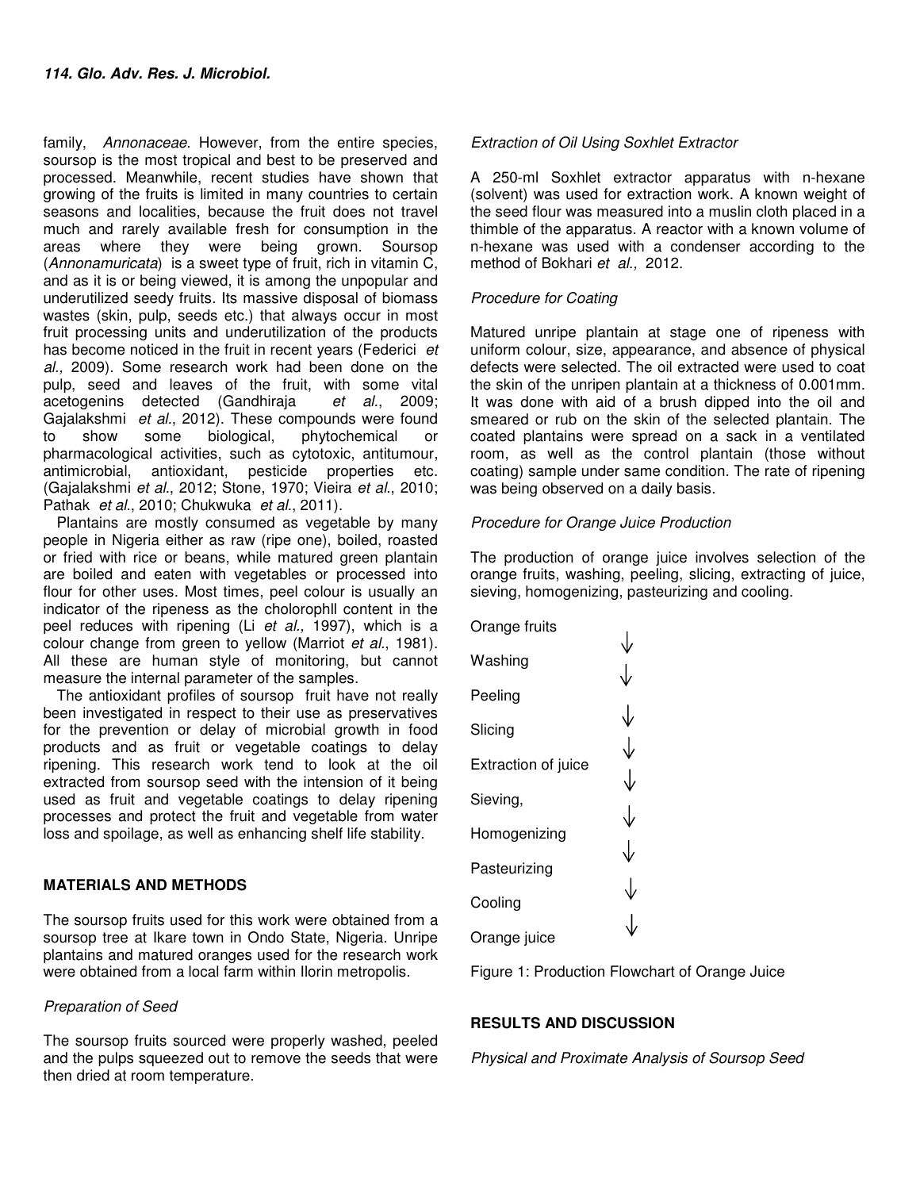family, *Annonaceae*. However, from the entire species, soursop is the most tropical and best to be preserved and processed. Meanwhile, recent studies have shown that growing of the fruits is limited in many countries to certain seasons and localities, because the fruit does not travel much and rarely available fresh for consumption in the areas where they were being grown. Soursop (*Annonamuricata*) is a sweet type of fruit, rich in vitamin C, and as it is or being viewed, it is among the unpopular and underutilized seedy fruits. Its massive disposal of biomass wastes (skin, pulp, seeds etc.) that always occur in most fruit processing units and underutilization of the products has become noticed in the fruit in recent years (Federici *et al.,* 2009). Some research work had been done on the pulp, seed and leaves of the fruit, with some vital acetogenins detected (Gandhiraja *et al*., 2009; Gajalakshmi *et al*., 2012). These compounds were found to show some biological, phytochemical or pharmacological activities, such as cytotoxic, antitumour, antimicrobial, antioxidant, pesticide properties etc. (Gajalakshmi *et al*., 2012; Stone, 1970; Vieira *et al*., 2010; Pathak *et al*., 2010; Chukwuka *et al*., 2011).

Plantains are mostly consumed as vegetable by many people in Nigeria either as raw (ripe one), boiled, roasted or fried with rice or beans, while matured green plantain are boiled and eaten with vegetables or processed into flour for other uses. Most times, peel colour is usually an indicator of the ripeness as the cholorophll content in the peel reduces with ripening (Li *et al.,* 1997), which is a colour change from green to yellow (Marriot *et al*., 1981). All these are human style of monitoring, but cannot measure the internal parameter of the samples.

The antioxidant profiles of soursop fruit have not really been investigated in respect to their use as preservatives for the prevention or delay of microbial growth in food products and as fruit or vegetable coatings to delay ripening. This research work tend to look at the oil extracted from soursop seed with the intension of it being used as fruit and vegetable coatings to delay ripening processes and protect the fruit and vegetable from water loss and spoilage, as well as enhancing shelf life stability.

## MATERIALS AND METHODS

The soursop fruits used for this work were obtained from a soursop tree at Ikare town in Ondo State, Nigeria. Unripe plantains and matured oranges used for the research work were obtained from a local farm within Ilorin metropolis.

### *Preparation of Seed*

The soursop fruits sourced were properly washed, peeled and the pulps squeezed out to remove the seeds that were then dried at room temperature.

### *Extraction of Oil Using Soxhlet Extractor*

A 250-ml Soxhlet extractor apparatus with n-hexane (solvent) was used for extraction work. A known weight of the seed flour was measured into a muslin cloth placed in a thimble of the apparatus. A reactor with a known volume of n-hexane was used with a condenser according to the method of Bokhari *et al.,* 2012.

### *Procedure for Coating*

Matured unripe plantain at stage one of ripeness with uniform colour, size, appearance, and absence of physical defects were selected. The oil extracted were used to coat the skin of the unripen plantain at a thickness of 0.001mm. It was done with aid of a brush dipped into the oil and smeared or rub on the skin of the selected plantain. The coated plantains were spread on a sack in a ventilated room, as well as the control plantain (those without coating) sample under same condition. The rate of ripening was being observed on a daily basis.

### *Procedure for Orange Juice Production*

The production of orange juice involves selection of the orange fruits, washing, peeling, slicing, extracting of juice, sieving, homogenizing, pasteurizing and cooling.

Orange fruits
↓
Washing
↓
Peeling
↓
Slicing
↓
Extraction of juice
↓
Sieving,
↓
Homogenizing
↓
Pasteurizing
↓
Cooling
↓
Orange juice

Figure 1: Production Flowchart of Orange Juice

## RESULTS AND DISCUSSION

### *Physical and Proximate Analysis of Soursop Seed*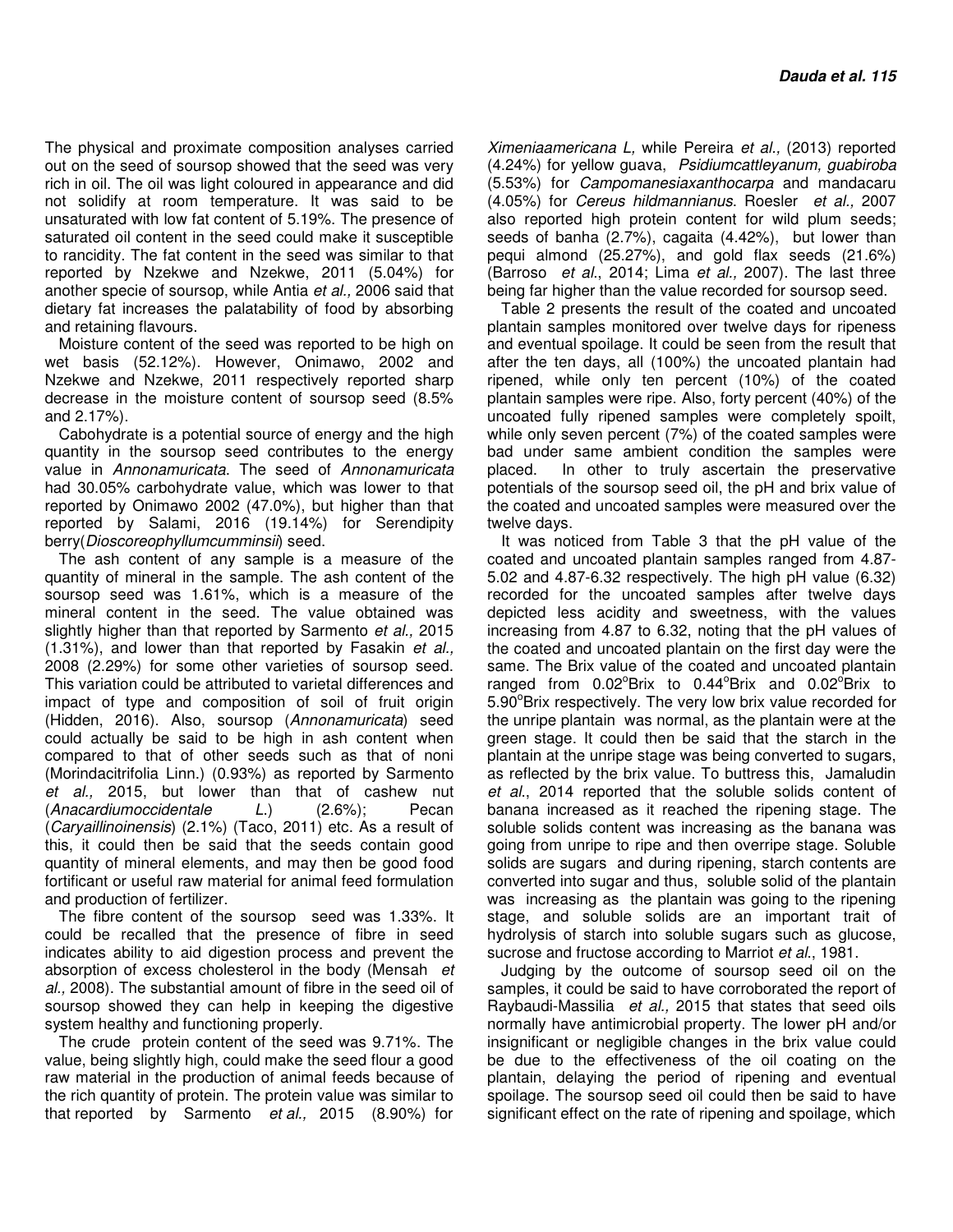The physical and proximate composition analyses carried out on the seed of soursop showed that the seed was very rich in oil. The oil was light coloured in appearance and did not solidify at room temperature. It was said to be unsaturated with low fat content of 5.19%. The presence of saturated oil content in the seed could make it susceptible to rancidity. The fat content in the seed was similar to that reported by Nzekwe and Nzekwe, 2011 (5.04%) for another specie of soursop, while Antia *et al.,* 2006 said that dietary fat increases the palatability of food by absorbing and retaining flavours.

Moisture content of the seed was reported to be high on wet basis (52.12%). However, Onimawo, 2002 and Nzekwe and Nzekwe, 2011 respectively reported sharp decrease in the moisture content of soursop seed (8.5% and 2.17%).

Cabohydrate is a potential source of energy and the high quantity in the soursop seed contributes to the energy value in *Annonamuricata*. The seed of *Annonamuricata* had 30.05% carbohydrate value, which was lower to that reported by Onimawo 2002 (47.0%), but higher than that reported by Salami, 2016 (19.14%) for Serendipity berry(*Dioscoreophyllumcumminsii*) seed.

The ash content of any sample is a measure of the quantity of mineral in the sample. The ash content of the soursop seed was 1.61%, which is a measure of the mineral content in the seed. The value obtained was slightly higher than that reported by Sarmento *et al.,* 2015 (1.31%), and lower than that reported by Fasakin *et al.,* 2008 (2.29%) for some other varieties of soursop seed. This variation could be attributed to varietal differences and impact of type and composition of soil of fruit origin (Hidden, 2016). Also, soursop (*Annonamuricata*) seed could actually be said to be high in ash content when compared to that of other seeds such as that of noni (Morindacitrifolia Linn.) (0.93%) as reported by Sarmento *et al.,* 2015, but lower than that of cashew nut (*Anacardiumoccidentale L.*) (2.6%); Pecan (*Caryaillinoinensis*) (2.1%) (Taco, 2011) etc. As a result of this, it could then be said that the seeds contain good quantity of mineral elements, and may then be good food fortificant or useful raw material for animal feed formulation and production of fertilizer.

The fibre content of the soursop seed was 1.33%. It could be recalled that the presence of fibre in seed indicates ability to aid digestion process and prevent the absorption of excess cholesterol in the body (Mensah *et al.,* 2008). The substantial amount of fibre in the seed oil of soursop showed they can help in keeping the digestive system healthy and functioning properly.

The crude protein content of the seed was 9.71%. The value, being slightly high, could make the seed flour a good raw material in the production of animal feeds because of the rich quantity of protein. The protein value was similar to that reported by Sarmento *et al.,* 2015 (8.90%) for *Ximeniaamericana L,* while Pereira *et al.,* (2013) reported (4.24%) for yellow guava, *Psidiumcattleyanum, guabiroba* (5.53%) for *Campomanesiaxanthocarpa* and mandacaru (4.05%) for *Cereus hildmannianus*. Roesler *et al.,* 2007 also reported high protein content for wild plum seeds; seeds of banha (2.7%), cagaita (4.42%), but lower than pequi almond (25.27%), and gold flax seeds (21.6%) (Barroso *et al.*, 2014; Lima *et al.,* 2007). The last three being far higher than the value recorded for soursop seed.

Table 2 presents the result of the coated and uncoated plantain samples monitored over twelve days for ripeness and eventual spoilage. It could be seen from the result that after the ten days, all (100%) the uncoated plantain had ripened, while only ten percent (10%) of the coated plantain samples were ripe. Also, forty percent (40%) of the uncoated fully ripened samples were completely spoilt, while only seven percent (7%) of the coated samples were bad under same ambient condition the samples were placed. In other to truly ascertain the preservative potentials of the soursop seed oil, the pH and brix value of the coated and uncoated samples were measured over the twelve days.

It was noticed from Table 3 that the pH value of the coated and uncoated plantain samples ranged from 4.87-5.02 and 4.87-6.32 respectively. The high pH value (6.32) recorded for the uncoated samples after twelve days depicted less acidity and sweetness, with the values increasing from 4.87 to 6.32, noting that the pH values of the coated and uncoated plantain on the first day were the same. The Brix value of the coated and uncoated plantain ranged from 0.02°Brix to 0.44°Brix and 0.02°Brix to 5.90°Brix respectively. The very low brix value recorded for the unripe plantain was normal, as the plantain were at the green stage. It could then be said that the starch in the plantain at the unripe stage was being converted to sugars, as reflected by the brix value. To buttress this, Jamaludin *et al*., 2014 reported that the soluble solids content of banana increased as it reached the ripening stage. The soluble solids content was increasing as the banana was going from unripe to ripe and then overripe stage. Soluble solids are sugars and during ripening, starch contents are converted into sugar and thus, soluble solid of the plantain was increasing as the plantain was going to the ripening stage, and soluble solids are an important trait of hydrolysis of starch into soluble sugars such as glucose, sucrose and fructose according to Marriot *et al*., 1981.

Judging by the outcome of soursop seed oil on the samples, it could be said to have corroborated the report of Raybaudi-Massilia *et al.,* 2015 that states that seed oils normally have antimicrobial property. The lower pH and/or insignificant or negligible changes in the brix value could be due to the effectiveness of the oil coating on the plantain, delaying the period of ripening and eventual spoilage. The soursop seed oil could then be said to have significant effect on the rate of ripening and spoilage, which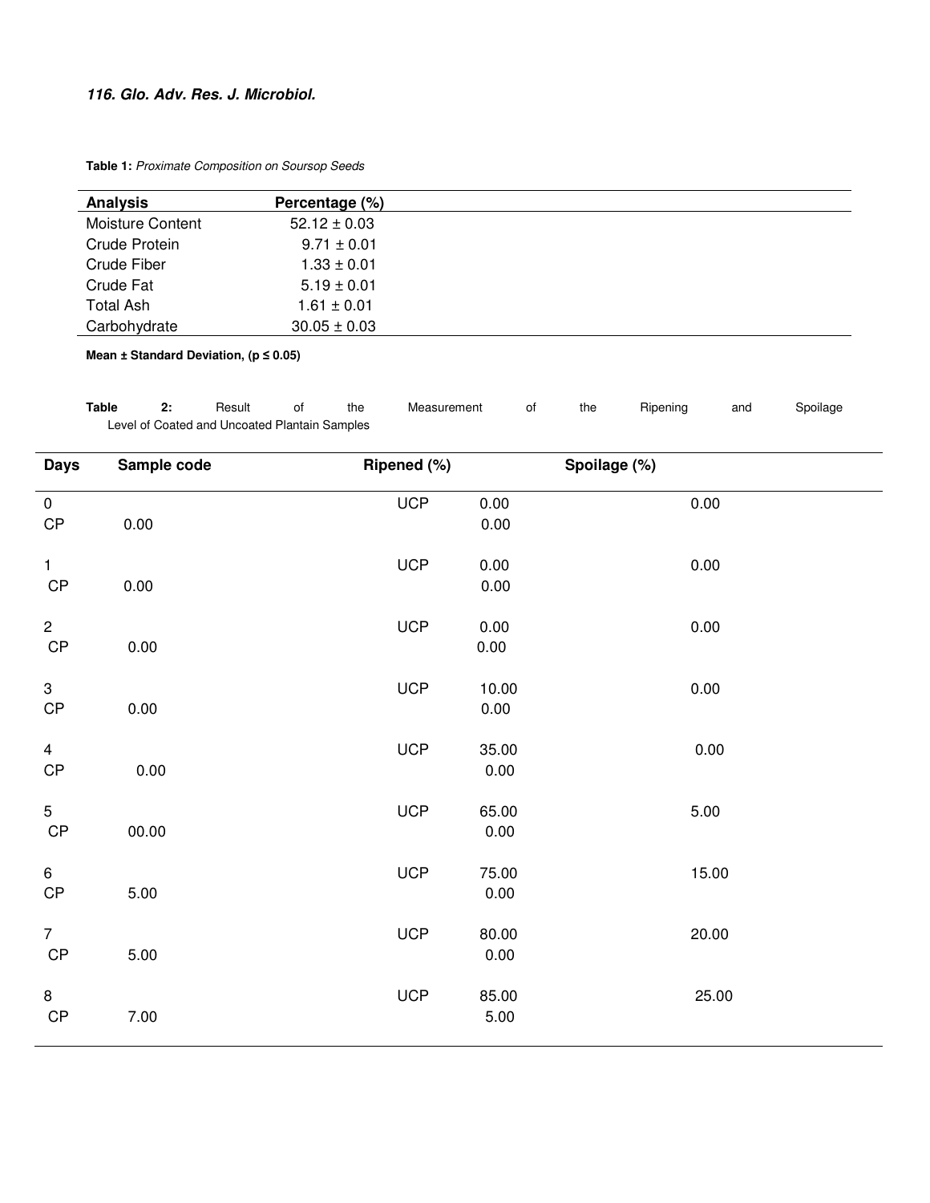**Table 1:** *Proximate Composition on Soursop Seeds*

| Analysis | Percentage (%) |
|---|---|
| Moisture Content | 52.12 ± 0.03 |
| Crude Protein | 9.71 ± 0.01 |
| Crude Fiber | 1.33 ± 0.01 |
| Crude Fat | 5.19 ± 0.01 |
| Total Ash | 1.61 ± 0.01 |
| Carbohydrate | 30.05 ± 0.03 |

**Mean ± Standard Deviation, ($p \leq 0.05$)**

**Table 2:** Result of the Measurement of the Ripening and Spoilage Level of Coated and Uncoated Plantain Samples

| Days | Sample code | Ripened (%) | Spoilage (%) |
|---|---|---|---|
| 0 | UCP | 0.00 | 0.00 |
| | CP | 0.00 | 0.00 |
| 1 | UCP | 0.00 | 0.00 |
| | CP | 0.00 | 0.00 |
| 2 | UCP | 0.00 | 0.00 |
| | CP | 0.00 | 0.00 |
| 3 | UCP | 10.00 | 0.00 |
| | CP | 0.00 | 0.00 |
| 4 | UCP | 35.00 | 0.00 |
| | CP | 0.00 | 0.00 |
| 5 | UCP | 65.00 | 5.00 |
| | CP | 00.00 | 0.00 |
| 6 | UCP | 75.00 | 15.00 |
| | CP | 5.00 | 0.00 |
| 7 | UCP | 80.00 | 20.00 |
| | CP | 5.00 | 0.00 |
| 8 | UCP | 85.00 | 25.00 |
| | CP | 7.00 | 5.00 |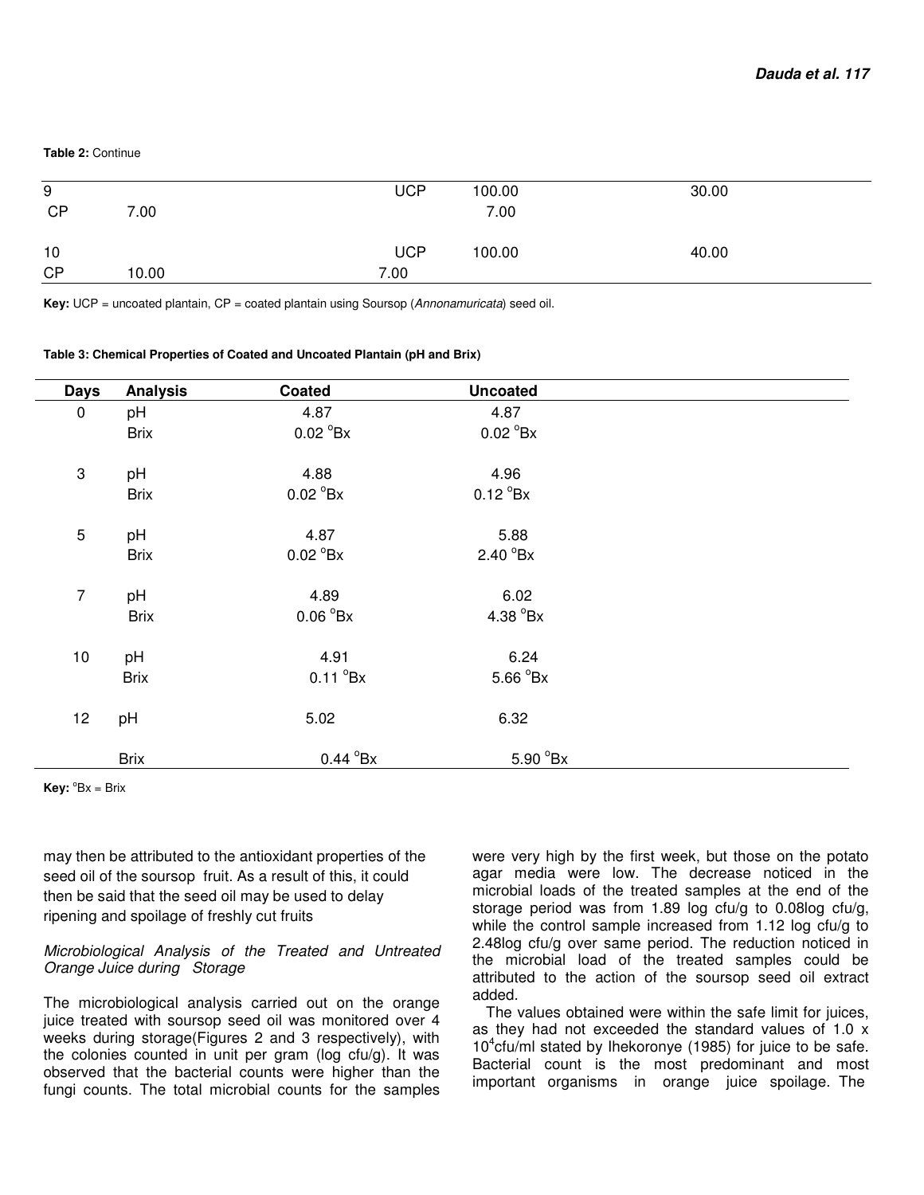**Table 2:** Continue

| | | | | |
|---|---|---|---|---|
| 9 | | UCP | 100.00 | 30.00 |
| CP | 7.00 | | 7.00 | |
| 10 | | UCP | 100.00 | 40.00 |
| CP | 10.00 | 7.00 | | |

**Key:** UCP = uncoated plantain, CP = coated plantain using Soursop (*Annonamuricata*) seed oil.

**Table 3: Chemical Properties of Coated and Uncoated Plantain (pH and Brix)**

| Days | Analysis | Coated | Uncoated |
|---|---|---|---|
| 0 | pH | 4.87 | 4.87 |
| | Brix | 0.02 $^{o}$Bx | 0.02 $^{o}$Bx |
| 3 | pH | 4.88 | 4.96 |
| | Brix | 0.02 $^{o}$Bx | 0.12 $^{o}$Bx |
| 5 | pH | 4.87 | 5.88 |
| | Brix | 0.02 $^{o}$Bx | 2.40 $^{o}$Bx |
| 7 | pH | 4.89 | 6.02 |
| | Brix | 0.06 $^{o}$Bx | 4.38 $^{o}$Bx |
| 10 | pH | 4.91 | 6.24 |
| | Brix | 0.11 $^{o}$Bx | 5.66 $^{o}$Bx |
| 12 | pH | 5.02 | 6.32 |
| | Brix | 0.44 $^{o}$Bx | 5.90 $^{o}$Bx |

**Key:** $^{o}$Bx = Brix

may then be attributed to the antioxidant properties of the seed oil of the soursop fruit. As a result of this, it could then be said that the seed oil may be used to delay ripening and spoilage of freshly cut fruits

*Microbiological Analysis of the Treated and Untreated Orange Juice during Storage*

The microbiological analysis carried out on the orange juice treated with soursop seed oil was monitored over 4 weeks during storage(Figures 2 and 3 respectively), with the colonies counted in unit per gram (log cfu/g). It was observed that the bacterial counts were higher than the fungi counts. The total microbial counts for the samples were very high by the first week, but those on the potato agar media were low. The decrease noticed in the microbial loads of the treated samples at the end of the storage period was from 1.89 log cfu/g to 0.08log cfu/g, while the control sample increased from 1.12 log cfu/g to 2.48log cfu/g over same period. The reduction noticed in the microbial load of the treated samples could be attributed to the action of the soursop seed oil extract added.

The values obtained were within the safe limit for juices, as they had not exceeded the standard values of 1.0 x $10^{4}$cfu/ml stated by Ihekoronye (1985) for juice to be safe. Bacterial count is the most predominant and most important organisms in orange juice spoilage. The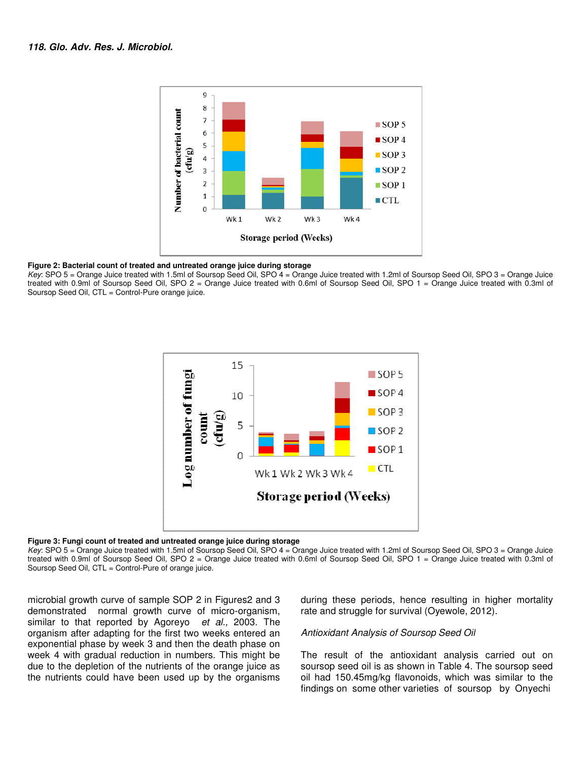**Figure 2: Bacterial count of treated and untreated orange juice during storage**

*Key*: SPO 5 = Orange Juice treated with 1.5ml of Soursop Seed Oil, SPO 4 = Orange Juice treated with 1.2ml of Soursop Seed Oil, SPO 3 = Orange Juice treated with 0.9ml of Soursop Seed Oil, SPO 2 = Orange Juice treated with 0.6ml of Soursop Seed Oil, SPO 1 = Orange Juice treated with 0.3ml of Soursop Seed Oil, CTL = Control-Pure orange juice.

**Figure 3: Fungi count of treated and untreated orange juice during storage**

*Key*: SPO 5 = Orange Juice treated with 1.5ml of Soursop Seed Oil, SPO 4 = Orange Juice treated with 1.2ml of Soursop Seed Oil, SPO 3 = Orange Juice treated with 0.9ml of Soursop Seed Oil, SPO 2 = Orange Juice treated with 0.6ml of Soursop Seed Oil, SPO 1 = Orange Juice treated with 0.3ml of Soursop Seed Oil, CTL = Control-Pure of orange juice.

microbial growth curve of sample SOP 2 in Figures2 and 3 demonstrated normal growth curve of micro-organism, similar to that reported by Agoreyo *et al.,* 2003. The organism after adapting for the first two weeks entered an exponential phase by week 3 and then the death phase on week 4 with gradual reduction in numbers. This might be due to the depletion of the nutrients of the orange juice as the nutrients could have been used up by the organisms during these periods, hence resulting in higher mortality rate and struggle for survival (Oyewole, 2012).

*Antioxidant Analysis of Soursop Seed Oil*

The result of the antioxidant analysis carried out on soursop seed oil is as shown in Table 4. The soursop seed oil had 150.45mg/kg flavonoids, which was similar to the findings on some other varieties of soursop by Onyechi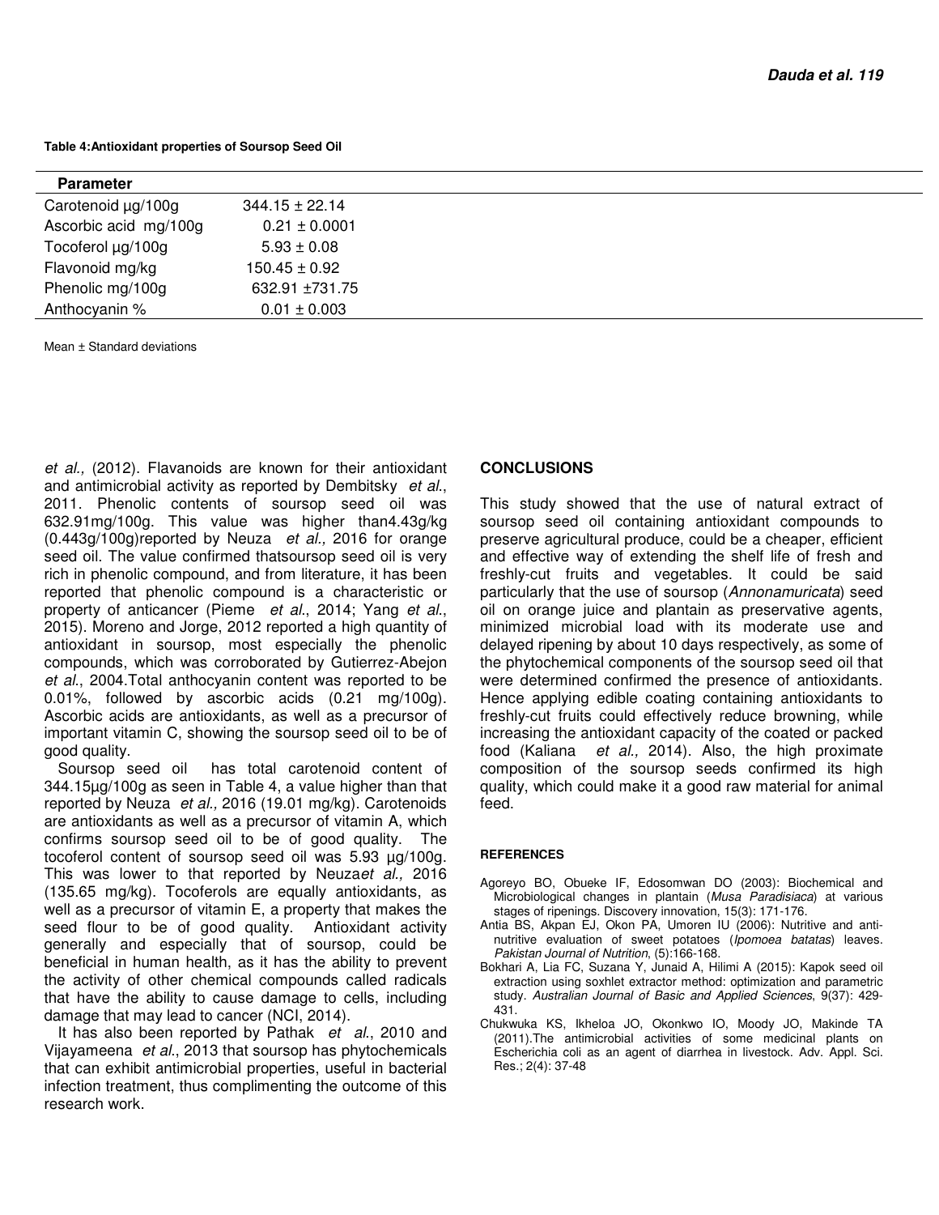**Table 4:Antioxidant properties of Soursop Seed Oil**

| Parameter | |
|---|---|
| Carotenoid µg/100g | 344.15 ± 22.14 |
| Ascorbic acid mg/100g | 0.21 ± 0.0001 |
| Tocoferol µg/100g | 5.93 ± 0.08 |
| Flavonoid mg/kg | 150.45 ± 0.92 |
| Phenolic mg/100g | 632.91 ±731.75 |
| Anthocyanin % | 0.01 ± 0.003 |

Mean ± Standard deviations

*et al.,* (2012). Flavanoids are known for their antioxidant and antimicrobial activity as reported by Dembitsky *et al*., 2011. Phenolic contents of soursop seed oil was 632.91mg/100g. This value was higher than4.43g/kg (0.443g/100g)reported by Neuza *et al.,* 2016 for orange seed oil. The value confirmed thatsoursop seed oil is very rich in phenolic compound, and from literature, it has been reported that phenolic compound is a characteristic or property of anticancer (Pieme *et al*., 2014; Yang *et al*., 2015). Moreno and Jorge, 2012 reported a high quantity of antioxidant in soursop, most especially the phenolic compounds, which was corroborated by Gutierrez-Abejon *et al*., 2004.Total anthocyanin content was reported to be 0.01%, followed by ascorbic acids (0.21 mg/100g). Ascorbic acids are antioxidants, as well as a precursor of important vitamin C, showing the soursop seed oil to be of good quality.

Soursop seed oil has total carotenoid content of 344.15µg/100g as seen in Table 4, a value higher than that reported by Neuza *et al.,* 2016 (19.01 mg/kg). Carotenoids are antioxidants as well as a precursor of vitamin A, which confirms soursop seed oil to be of good quality. The tocoferol content of soursop seed oil was 5.93 µg/100g. This was lower to that reported by Neuza*et al.,* 2016 (135.65 mg/kg). Tocoferols are equally antioxidants, as well as a precursor of vitamin E, a property that makes the seed flour to be of good quality. Antioxidant activity generally and especially that of soursop, could be beneficial in human health, as it has the ability to prevent the activity of other chemical compounds called radicals that have the ability to cause damage to cells, including damage that may lead to cancer (NCI, 2014).

It has also been reported by Pathak *et al*., 2010 and Vijayameena *et al*., 2013 that soursop has phytochemicals that can exhibit antimicrobial properties, useful in bacterial infection treatment, thus complimenting the outcome of this research work.

## CONCLUSIONS

This study showed that the use of natural extract of soursop seed oil containing antioxidant compounds to preserve agricultural produce, could be a cheaper, efficient and effective way of extending the shelf life of fresh and freshly-cut fruits and vegetables. It could be said particularly that the use of soursop (*Annonamuricata*) seed oil on orange juice and plantain as preservative agents, minimized microbial load with its moderate use and delayed ripening by about 10 days respectively, as some of the phytochemical components of the soursop seed oil that were determined confirmed the presence of antioxidants. Hence applying edible coating containing antioxidants to freshly-cut fruits could effectively reduce browning, while increasing the antioxidant capacity of the coated or packed food (Kaliana *et al.,* 2014). Also, the high proximate composition of the soursop seeds confirmed its high quality, which could make it a good raw material for animal feed.

## REFERENCES

Agoreyo BO, Obueke IF, Edosomwan DO (2003): Biochemical and Microbiological changes in plantain (*Musa Paradisiaca*) at various stages of ripenings. Discovery innovation, 15(3): 171-176.

Antia BS, Akpan EJ, Okon PA, Umoren IU (2006): Nutritive and anti-nutritive evaluation of sweet potatoes (*Ipomoea batatas*) leaves. *Pakistan Journal of Nutrition*, (5):166-168.

Bokhari A, Lia FC, Suzana Y, Junaid A, Hilimi A (2015): Kapok seed oil extraction using soxhlet extractor method: optimization and parametric study. *Australian Journal of Basic and Applied Sciences*, 9(37): 429-431.

Chukwuka KS, Ikheloa JO, Okonkwo IO, Moody JO, Makinde TA (2011).The antimicrobial activities of some medicinal plants on Escherichia coli as an agent of diarrhea in livestock. Adv. Appl. Sci. Res.; 2(4): 37-48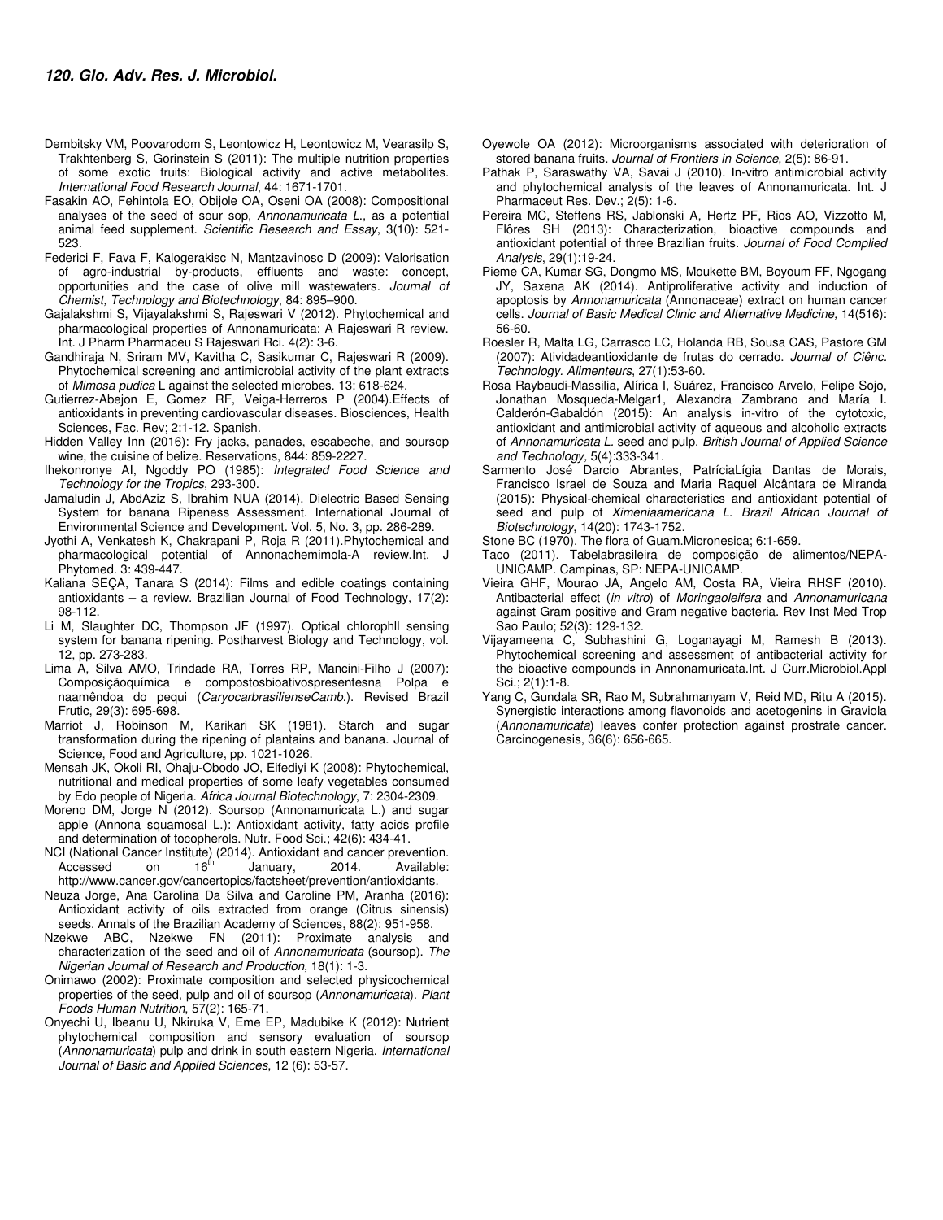Dembitsky VM, Poovarodom S, Leontowicz H, Leontowicz M, Vearasilp S, Trakhtenberg S, Gorinstein S (2011): The multiple nutrition properties of some exotic fruits: Biological activity and active metabolites. *International Food Research Journal*, 44: 1671-1701.

Fasakin AO, Fehintola EO, Obijole OA, Oseni OA (2008): Compositional analyses of the seed of sour sop, *Annonamuricata L*., as a potential animal feed supplement. *Scientific Research and Essay*, 3(10): 521-523.

Federici F, Fava F, Kalogerakisc N, Mantzavinosc D (2009): Valorisation of agro-industrial by-products, effluents and waste: concept, opportunities and the case of olive mill wastewaters. *Journal of Chemist, Technology and Biotechnology*, 84: 895–900.

Gajalakshmi S, Vijayalakshmi S, Rajeswari V (2012). Phytochemical and pharmacological properties of Annonamuricata: A Rajeswari R review. Int. J Pharm Pharmaceu S Rajeswari Rci. 4(2): 3-6.

Gandhiraja N, Sriram MV, Kavitha C, Sasikumar C, Rajeswari R (2009). Phytochemical screening and antimicrobial activity of the plant extracts of *Mimosa pudica* L against the selected microbes. 13: 618-624.

Gutierrez-Abejon E, Gomez RF, Veiga-Herreros P (2004).Effects of antioxidants in preventing cardiovascular diseases. Biosciences, Health Sciences, Fac. Rev; 2:1-12. Spanish.

Hidden Valley Inn (2016): Fry jacks, panades, escabeche, and soursop wine, the cuisine of belize. Reservations, 844: 859-2227.

Ihekonronye AI, Ngoddy PO (1985): *Integrated Food Science and Technology for the Tropics*, 293-300.

Jamaludin J, AbdAziz S, Ibrahim NUA (2014). Dielectric Based Sensing System for banana Ripeness Assessment. International Journal of Environmental Science and Development. Vol. 5, No. 3, pp. 286-289.

Jyothi A, Venkatesh K, Chakrapani P, Roja R (2011).Phytochemical and pharmacological potential of Annonachemimola-A review.Int. J Phytomed. 3: 439-447.

Kaliana SEÇA, Tanara S (2014): Films and edible coatings containing antioxidants – a review. Brazilian Journal of Food Technology, 17(2): 98-112.

Li M, Slaughter DC, Thompson JF (1997). Optical chlorophll sensing system for banana ripening. Postharvest Biology and Technology, vol. 12, pp. 273-283.

Lima A, Silva AMO, Trindade RA, Torres RP, Mancini-Filho J (2007): Composiçãoquímica e compostosbioativospresentesna Polpa e naamêndoa do pequi (*CaryocarbrasilienseCamb*.). Revised Brazil Frutic, 29(3): 695-698.

Marriot J, Robinson M, Karikari SK (1981). Starch and sugar transformation during the ripening of plantains and banana. Journal of Science, Food and Agriculture, pp. 1021-1026.

Mensah JK, Okoli RI, Ohaju-Obodo JO, Eifediyi K (2008): Phytochemical, nutritional and medical properties of some leafy vegetables consumed by Edo people of Nigeria. *Africa Journal Biotechnology*, 7: 2304-2309.

Moreno DM, Jorge N (2012). Soursop (Annonamuricata L.) and sugar apple (Annona squamosal L.): Antioxidant activity, fatty acids profile and determination of tocopherols. Nutr. Food Sci.; 42(6): 434-41.

NCI (National Cancer Institute) (2014). Antioxidant and cancer prevention. Accessed on 16th January, 2014. Available: http://www.cancer.gov/cancertopics/factsheet/prevention/antioxidants.

Neuza Jorge, Ana Carolina Da Silva and Caroline PM, Aranha (2016): Antioxidant activity of oils extracted from orange (Citrus sinensis) seeds. Annals of the Brazilian Academy of Sciences, 88(2): 951-958.

Nzekwe ABC, Nzekwe FN (2011): Proximate analysis and characterization of the seed and oil of *Annonamuricata* (soursop). *The Nigerian Journal of Research and Production,* 18(1): 1-3.

Onimawo (2002): Proximate composition and selected physicochemical properties of the seed, pulp and oil of soursop (*Annonamuricata*). *Plant Foods Human Nutrition*, 57(2): 165-71.

Onyechi U, Ibeanu U, Nkiruka V, Eme EP, Madubike K (2012): Nutrient phytochemical composition and sensory evaluation of soursop (*Annonamuricata*) pulp and drink in south eastern Nigeria. *International Journal of Basic and Applied Sciences*, 12 (6): 53-57.

Oyewole OA (2012): Microorganisms associated with deterioration of stored banana fruits. *Journal of Frontiers in Science*, 2(5): 86-91.

Pathak P, Saraswathy VA, Savai J (2010). In-vitro antimicrobial activity and phytochemical analysis of the leaves of Annonamuricata. Int. J Pharmaceut Res. Dev.; 2(5): 1-6.

Pereira MC, Steffens RS, Jablonski A, Hertz PF, Rios AO, Vizzotto M, Flôres SH (2013): Characterization, bioactive compounds and antioxidant potential of three Brazilian fruits. *Journal of Food Complied Analysis*, 29(1):19-24.

Pieme CA, Kumar SG, Dongmo MS, Moukette BM, Boyoum FF, Ngogang JY, Saxena AK (2014). Antiproliferative activity and induction of apoptosis by *Annonamuricata* (Annonaceae) extract on human cancer cells. *Journal of Basic Medical Clinic and Alternative Medicine,* 14(516): 56-60.

Roesler R, Malta LG, Carrasco LC, Holanda RB, Sousa CAS, Pastore GM (2007): Atividadeantioxidante de frutas do cerrado. *Journal of Ciênc. Technology. Alimenteurs*, 27(1):53-60.

Rosa Raybaudi-Massilia, Alírica I, Suárez, Francisco Arvelo, Felipe Sojo, Jonathan Mosqueda-Melgar1, Alexandra Zambrano and María I. Calderón-Gabaldón (2015): An analysis in-vitro of the cytotoxic, antioxidant and antimicrobial activity of aqueous and alcoholic extracts of *Annonamuricata L.* seed and pulp. *British Journal of Applied Science and Technology*, 5(4):333-341.

Sarmento José Darcio Abrantes, PatríciaLígia Dantas de Morais, Francisco Israel de Souza and Maria Raquel Alcântara de Miranda (2015): Physical-chemical characteristics and antioxidant potential of seed and pulp of *Ximeniaamericana L. Brazil African Journal of Biotechnology*, 14(20): 1743-1752.

Stone BC (1970). The flora of Guam.Micronesica; 6:1-659.

Taco (2011). Tabelabrasileira de composição de alimentos/NEPA-UNICAMP. Campinas, SP: NEPA-UNICAMP.

Vieira GHF, Mourao JA, Angelo AM, Costa RA, Vieira RHSF (2010). Antibacterial effect (*in vitro*) of *Moringaoleifera* and *Annonamuricana* against Gram positive and Gram negative bacteria. Rev Inst Med Trop Sao Paulo; 52(3): 129-132.

Vijayameena C, Subhashini G, Loganayagi M, Ramesh B (2013). Phytochemical screening and assessment of antibacterial activity for the bioactive compounds in Annonamuricata.Int. J Curr.Microbiol.Appl Sci.; 2(1):1-8.

Yang C, Gundala SR, Rao M, Subrahmanyam V, Reid MD, Ritu A (2015). Synergistic interactions among flavonoids and acetogenins in Graviola (*Annonamuricata*) leaves confer protection against prostrate cancer. Carcinogenesis, 36(6): 656-665.